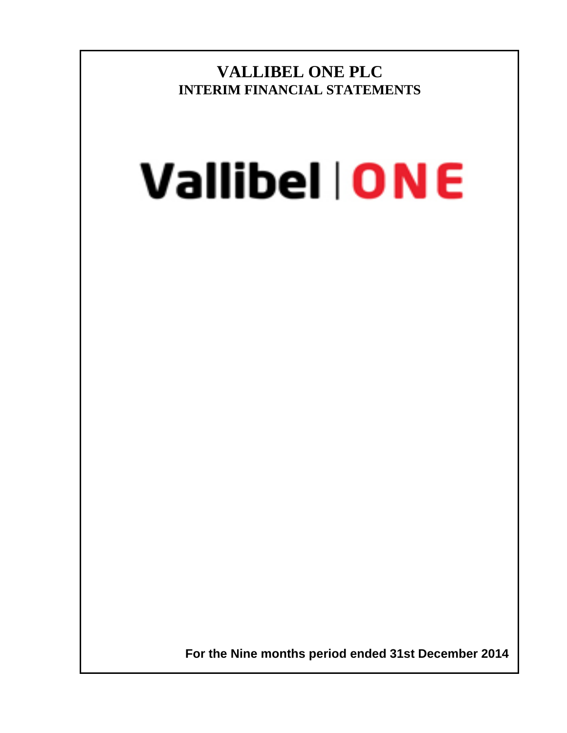# VALLIBEL ONE PLC

## INTERIM FINANCIAL STATEMENTS

Vallibel | ONE

**For the Nine months period ended 31st December 2014**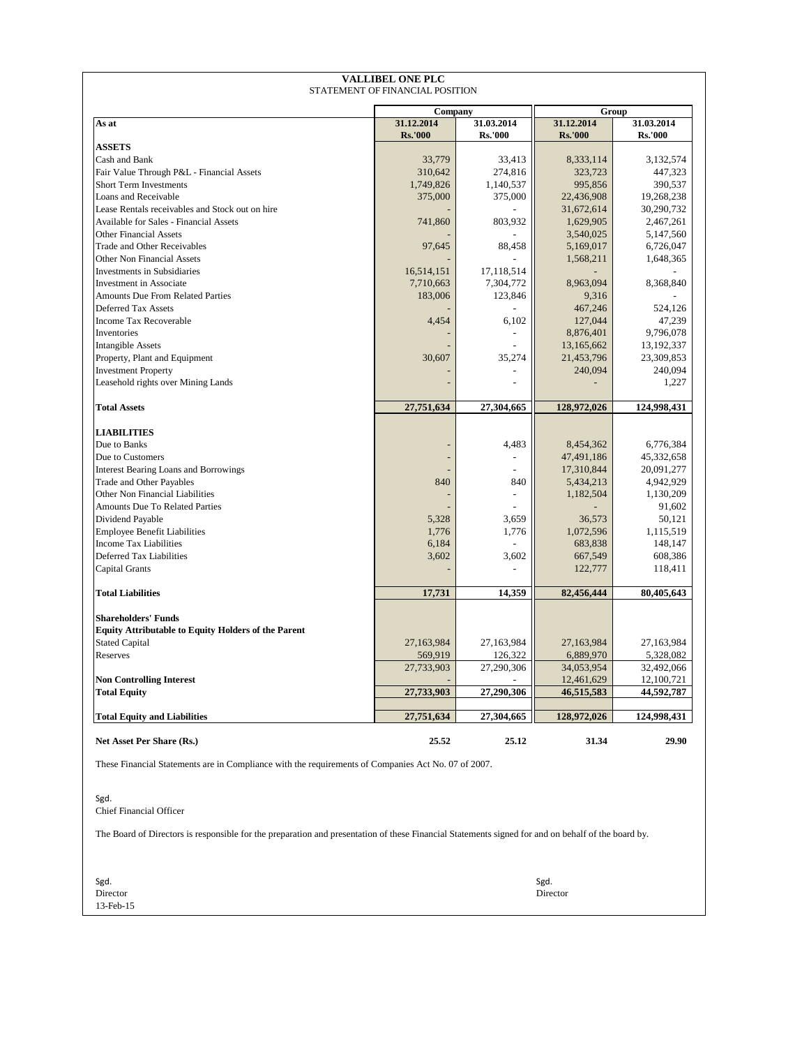# VALLIBEL ONE PLC

STATEMENT OF FINANCIAL POSITION

| | Company | | Group | |
|---|---|---|---|---|
| **As at** | **31.12.2014** | **31.03.2014** | **31.12.2014** | **31.03.2014** |
| | **Rs.'000** | **Rs.'000** | **Rs.'000** | **Rs.'000** |
| **ASSETS** | | | | |
| Cash and Bank | 33,779 | 33,413 | 8,333,114 | 3,132,574 |
| Fair Value Through P&L - Financial Assets | 310,642 | 274,816 | 323,723 | 447,323 |
| Short Term Investments | 1,749,826 | 1,140,537 | 995,856 | 390,537 |
| Loans and Receivable | 375,000 | 375,000 | 22,436,908 | 19,268,238 |
| Lease Rentals receivables and Stock out on hire | - | - | 31,672,614 | 30,290,732 |
| Available for Sales - Financial Assets | 741,860 | 803,932 | 1,629,905 | 2,467,261 |
| Other Financial Assets | - | - | 3,540,025 | 5,147,560 |
| Trade and Other Receivables | 97,645 | 88,458 | 5,169,017 | 6,726,047 |
| Other Non Financial Assets | - | - | 1,568,211 | 1,648,365 |
| Investments in Subsidiaries | 16,514,151 | 17,118,514 | - | - |
| Investment in Associate | 7,710,663 | 7,304,772 | 8,963,094 | 8,368,840 |
| Amounts Due From Related Parties | 183,006 | 123,846 | 9,316 | - |
| Deferred Tax Assets | - | - | 467,246 | 524,126 |
| Income Tax Recoverable | 4,454 | 6,102 | 127,044 | 47,239 |
| Inventories | - | - | 8,876,401 | 9,796,078 |
| Intangible Assets | - | - | 13,165,662 | 13,192,337 |
| Property, Plant and Equipment | 30,607 | 35,274 | 21,453,796 | 23,309,853 |
| Investment Property | - | - | 240,094 | 240,094 |
| Leasehold rights over Mining Lands | - | - | - | 1,227 |
| **Total Assets** | **27,751,634** | **27,304,665** | **128,972,026** | **124,998,431** |
| **LIABILITIES** | | | | |
| Due to Banks | - | 4,483 | 8,454,362 | 6,776,384 |
| Due to Customers | - | - | 47,491,186 | 45,332,658 |
| Interest Bearing Loans and Borrowings | - | - | 17,310,844 | 20,091,277 |
| Trade and Other Payables | 840 | 840 | 5,434,213 | 4,942,929 |
| Other Non Financial Liabilities | - | - | 1,182,504 | 1,130,209 |
| Amounts Due To Related Parties | - | - | - | 91,602 |
| Dividend Payable | 5,328 | 3,659 | 36,573 | 50,121 |
| Employee Benefit Liabilities | 1,776 | 1,776 | 1,072,596 | 1,115,519 |
| Income Tax Liabilities | 6,184 | - | 683,838 | 148,147 |
| Deferred Tax Liabilities | 3,602 | 3,602 | 667,549 | 608,386 |
| Capital Grants | - | - | 122,777 | 118,411 |
| **Total Liabilities** | **17,731** | **14,359** | **82,456,444** | **80,405,643** |
| **Shareholders' Funds** | | | | |
| **Equity Attributable to Equity Holders of the Parent** | | | | |
| Stated Capital | 27,163,984 | 27,163,984 | 27,163,984 | 27,163,984 |
| Reserves | 569,919 | 126,322 | 6,889,970 | 5,328,082 |
| | 27,733,903 | 27,290,306 | 34,053,954 | 32,492,066 |
| **Non Controlling Interest** | - | - | 12,461,629 | 12,100,721 |
| **Total Equity** | **27,733,903** | **27,290,306** | **46,515,583** | **44,592,787** |
| **Total Equity and Liabilities** | **27,751,634** | **27,304,665** | **128,972,026** | **124,998,431** |
| **Net Asset Per Share (Rs.)** | **25.52** | **25.12** | **31.34** | **29.90** |

These Financial Statements are in Compliance with the requirements of Companies Act No. 07 of 2007.

Sgd.
Chief Financial Officer

The Board of Directors is responsible for the preparation and presentation of these Financial Statements signed for and on behalf of the board by.

Sgd.
Director
13-Feb-15

Sgd.
Director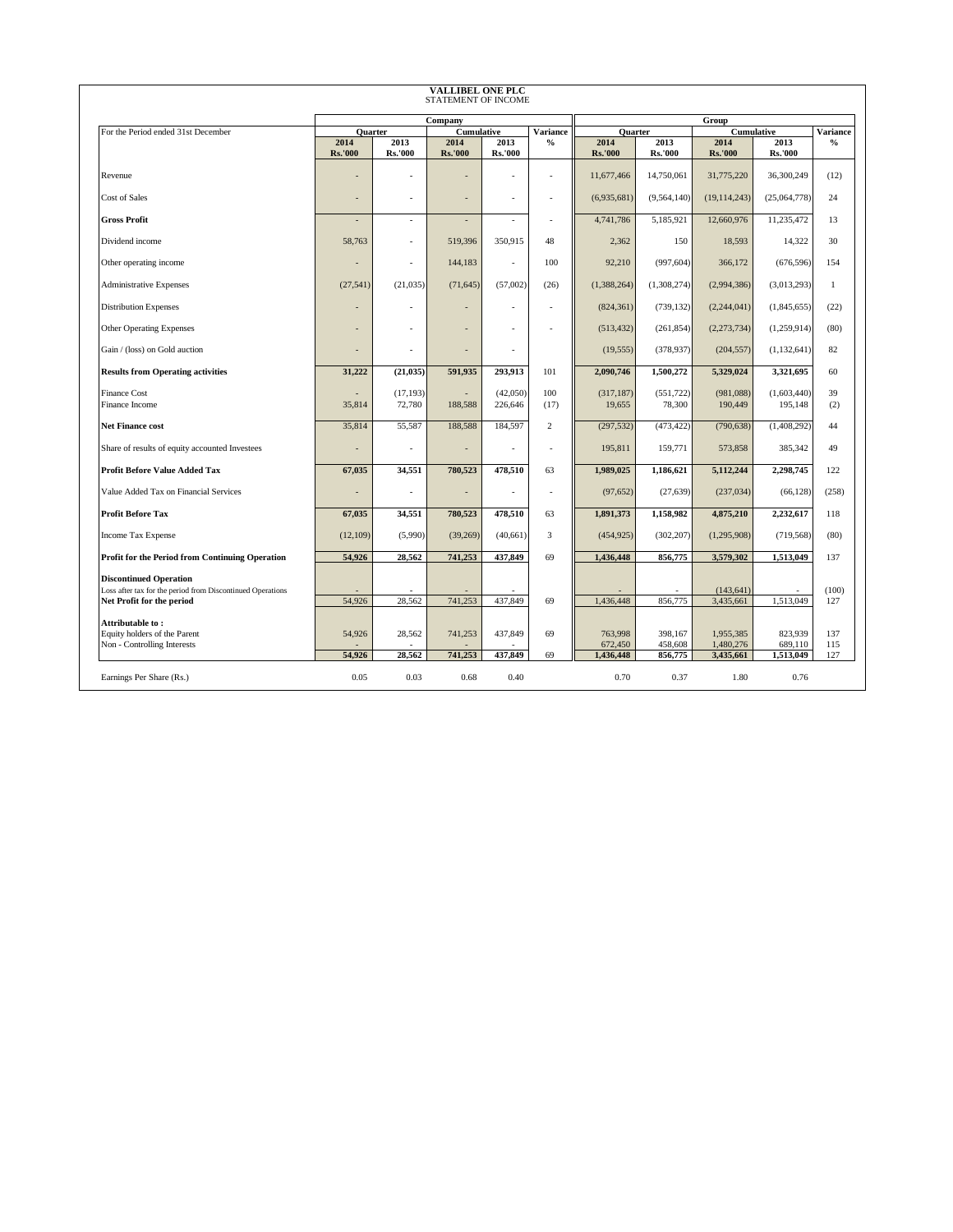# VALLIBEL ONE PLC

STATEMENT OF INCOME

| For the Period ended 31st December | Company | | | | | Group | | | | |
|---|---|---|---|---|---|---|---|---|---|---|
| | Quarter | | Cumulative | | Variance | Quarter | | Cumulative | | Variance |
| | 2014 Rs.'000 | 2013 Rs.'000 | 2014 Rs.'000 | 2013 Rs.'000 | % | 2014 Rs.'000 | 2013 Rs.'000 | 2014 Rs.'000 | 2013 Rs.'000 | % |
| Revenue | - | - | - | - | - | 11,677,466 | 14,750,061 | 31,775,220 | 36,300,249 | (12) |
| Cost of Sales | - | - | - | - | - | (6,935,681) | (9,564,140) | (19,114,243) | (25,064,778) | 24 |
| **Gross Profit** | - | - | - | - | - | 4,741,786 | 5,185,921 | 12,660,976 | 11,235,472 | 13 |
| Dividend income | 58,763 | - | 519,396 | 350,915 | 48 | 2,362 | 150 | 18,593 | 14,322 | 30 |
| Other operating income | - | - | 144,183 | - | 100 | 92,210 | (997,604) | 366,172 | (676,596) | 154 |
| Administrative Expenses | (27,541) | (21,035) | (71,645) | (57,002) | (26) | (1,388,264) | (1,308,274) | (2,994,386) | (3,013,293) | 1 |
| Distribution Expenses | - | - | - | - | - | (824,361) | (739,132) | (2,244,041) | (1,845,655) | (22) |
| Other Operating Expenses | - | - | - | - | - | (513,432) | (261,854) | (2,273,734) | (1,259,914) | (80) |
| Gain / (loss) on Gold auction | - | - | - | - | | (19,555) | (378,937) | (204,557) | (1,132,641) | 82 |
| **Results from Operating activities** | **31,222** | **(21,035)** | **591,935** | **293,913** | 101 | **2,090,746** | **1,500,272** | **5,329,024** | **3,321,695** | 60 |
| Finance Cost | - | (17,193) | - | (42,050) | 100 | (317,187) | (551,722) | (981,088) | (1,603,440) | 39 |
| Finance Income | 35,814 | 72,780 | 188,588 | 226,646 | (17) | 19,655 | 78,300 | 190,449 | 195,148 | (2) |
| **Net Finance cost** | 35,814 | 55,587 | 188,588 | 184,597 | 2 | (297,532) | (473,422) | (790,638) | (1,408,292) | 44 |
| Share of results of equity accounted Investees | - | - | - | - | - | 195,811 | 159,771 | 573,858 | 385,342 | 49 |
| **Profit Before Value Added Tax** | **67,035** | **34,551** | **780,523** | **478,510** | 63 | **1,989,025** | **1,186,621** | **5,112,244** | **2,298,745** | 122 |
| Value Added Tax on Financial Services | - | - | - | - | - | (97,652) | (27,639) | (237,034) | (66,128) | (258) |
| **Profit Before Tax** | **67,035** | **34,551** | **780,523** | **478,510** | 63 | **1,891,373** | **1,158,982** | **4,875,210** | **2,232,617** | 118 |
| Income Tax Expense | (12,109) | (5,990) | (39,269) | (40,661) | 3 | (454,925) | (302,207) | (1,295,908) | (719,568) | (80) |
| **Profit for the Period from Continuing Operation** | **54,926** | **28,562** | **741,253** | **437,849** | 69 | **1,436,448** | **856,775** | **3,579,302** | **1,513,049** | 137 |
| **Discontinued Operation** | | | | | | | | | | |
| Loss after tax for the period from Discontinued Operations | - | - | - | - | | - | - | (143,641) | - | (100) |
| **Net Profit for the period** | 54,926 | 28,562 | 741,253 | 437,849 | 69 | 1,436,448 | 856,775 | 3,435,661 | 1,513,049 | 127 |
| **Attributable to :** | | | | | | | | | | |
| Equity holders of the Parent | 54,926 | 28,562 | 741,253 | 437,849 | 69 | 763,998 | 398,167 | 1,955,385 | 823,939 | 137 |
| Non - Controlling Interests | - | - | - | - | | 672,450 | 458,608 | 1,480,276 | 689,110 | 115 |
| | **54,926** | **28,562** | **741,253** | **437,849** | 69 | **1,436,448** | **856,775** | **3,435,661** | **1,513,049** | 127 |
| Earnings Per Share (Rs.) | 0.05 | 0.03 | 0.68 | 0.40 | | 0.70 | 0.37 | 1.80 | 0.76 | |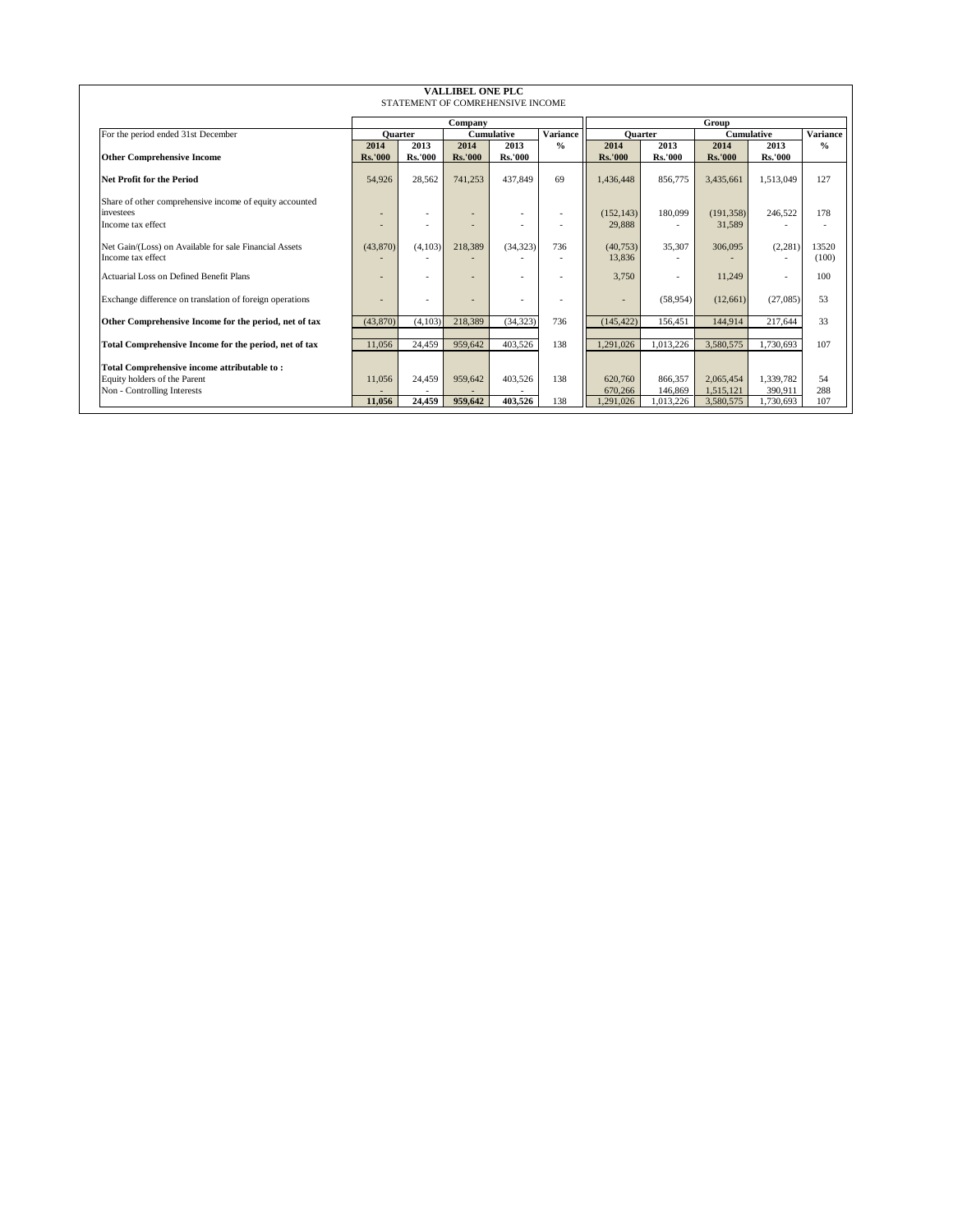**VALLIBEL ONE PLC**

STATEMENT OF COMREHENSIVE INCOME

| | Company | | | | | Group | | | | |
|---|---|---|---|---|---|---|---|---|---|---|
| For the period ended 31st December | Quarter | | Cumulative | | Variance | Quarter | | Cumulative | | Variance |
| | 2014 | 2013 | 2014 | 2013 | % | 2014 | 2013 | 2014 | 2013 | % |
| **Other Comprehensive Income** | **Rs.'000** | **Rs.'000** | **Rs.'000** | **Rs.'000** | | **Rs.'000** | **Rs.'000** | **Rs.'000** | **Rs.'000** | |
| **Net Profit for the Period** | 54,926 | 28,562 | 741,253 | 437,849 | 69 | 1,436,448 | 856,775 | 3,435,661 | 1,513,049 | 127 |
| Share of other comprehensive income of equity accounted investees | - | - | - | - | - | (152,143) | 180,099 | (191,358) | 246,522 | 178 |
| Income tax effect | - | - | - | - | - | 29,888 | - | 31,589 | - | - |
| Net Gain/(Loss) on Available for sale Financial Assets | (43,870) | (4,103) | 218,389 | (34,323) | 736 | (40,753) | 35,307 | 306,095 | (2,281) | 13520 |
| Income tax effect | - | - | - | - | - | 13,836 | - | - | - | (100) |
| Actuarial Loss on Defined Benefit Plans | - | - | - | - | - | 3,750 | - | 11,249 | - | 100 |
| Exchange difference on translation of foreign operations | - | - | - | - | - | - | (58,954) | (12,661) | (27,085) | 53 |
| **Other Comprehensive Income for the period, net of tax** | (43,870) | (4,103) | 218,389 | (34,323) | 736 | (145,422) | 156,451 | 144,914 | 217,644 | 33 |
| **Total Comprehensive Income for the period, net of tax** | 11,056 | 24,459 | 959,642 | 403,526 | 138 | 1,291,026 | 1,013,226 | 3,580,575 | 1,730,693 | 107 |
| **Total Comprehensive income attributable to :** | | | | | | | | | | |
| Equity holders of the Parent | 11,056 | 24,459 | 959,642 | 403,526 | 138 | 620,760 | 866,357 | 2,065,454 | 1,339,782 | 54 |
| Non - Controlling Interests | - | - | - | - | | 670,266 | 146,869 | 1,515,121 | 390,911 | 288 |
| | **11,056** | **24,459** | **959,642** | **403,526** | 138 | 1,291,026 | 1,013,226 | 3,580,575 | 1,730,693 | 107 |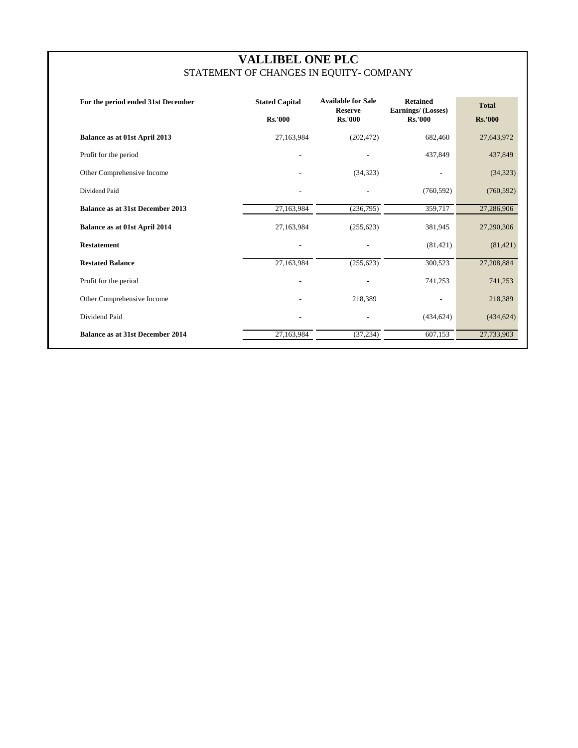# VALLIBEL ONE PLC

## STATEMENT OF CHANGES IN EQUITY- COMPANY

| For the period ended 31st December | Stated Capital Rs.'000 | Available for Sale Reserve Rs.'000 | Retained Earnings/ (Losses) Rs.'000 | Total Rs.'000 |
|---|---|---|---|---|
| **Balance as at 01st April 2013** | 27,163,984 | (202,472) | 682,460 | 27,643,972 |
| Profit for the period | - | - | 437,849 | 437,849 |
| Other Comprehensive Income | - | (34,323) | - | (34,323) |
| Dividend Paid | - | - | (760,592) | (760,592) |
| **Balance as at 31st December 2013** | 27,163,984 | (236,795) | 359,717 | 27,286,906 |
| **Balance as at 01st April 2014** | 27,163,984 | (255,623) | 381,945 | 27,290,306 |
| **Restatement** | - | - | (81,421) | (81,421) |
| **Restated Balance** | 27,163,984 | (255,623) | 300,523 | 27,208,884 |
| Profit for the period | - | - | 741,253 | 741,253 |
| Other Comprehensive Income | - | 218,389 | - | 218,389 |
| Dividend Paid | - | - | (434,624) | (434,624) |
| **Balance as at 31st December 2014** | 27,163,984 | (37,234) | 607,153 | 27,733,903 |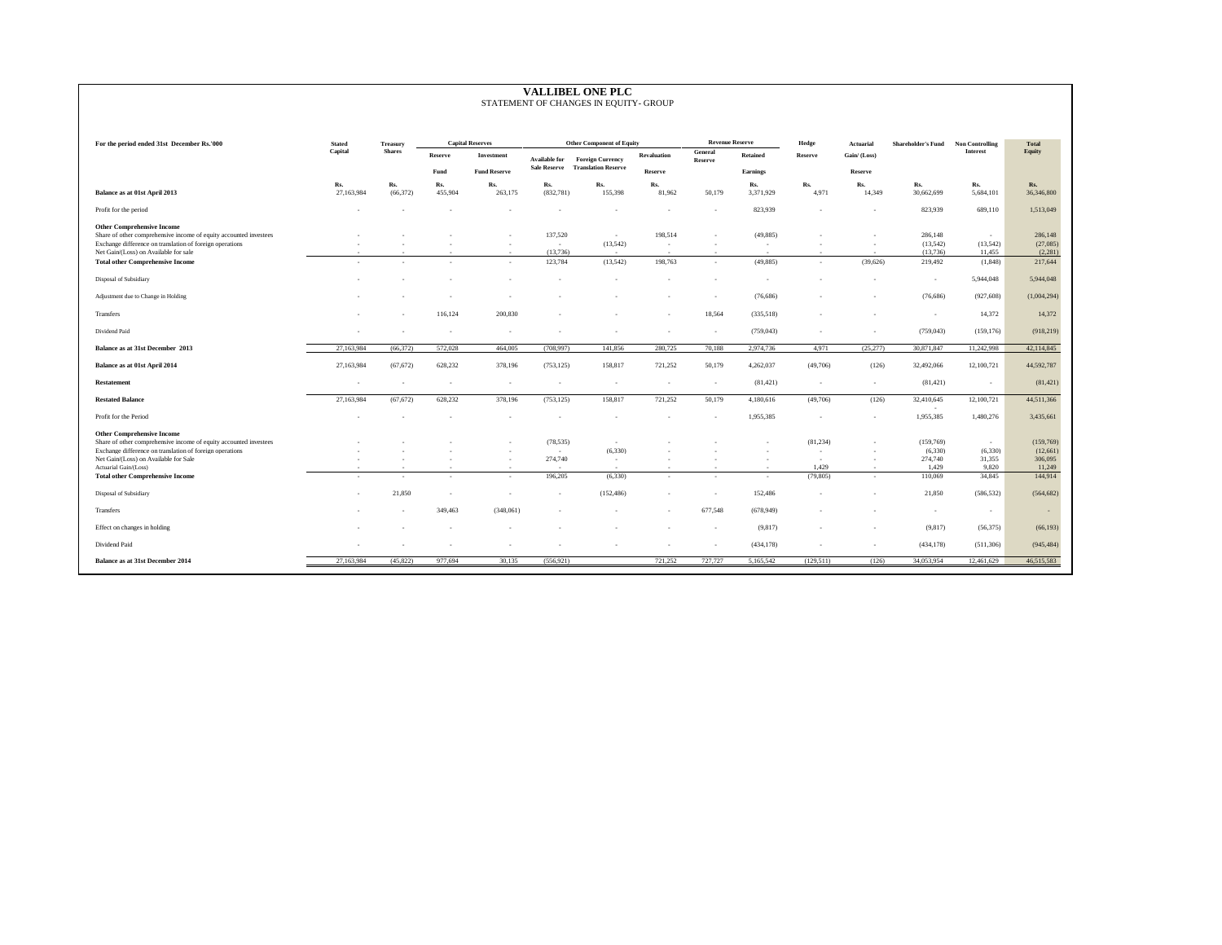# VALLIBEL ONE PLC

STATEMENT OF CHANGES IN EQUITY- GROUP

| For the period ended 31st December Rs.'000 | Stated Capital | Treasury Shares | Capital Reserves | | Other Component of Equity | | | Revenue Reserve | | Hedge | Actuarial | Shareholder's Fund | Non Controlling Interest | Total Equity |
|---|---|---|---|---|---|---|---|---|---|---|---|---|---|---|
| | | | Reserve Fund | Investment Fund Reserve | Available for Sale Reserve | Foreign Currency Translation Reserve | Revaluation Reserve | General Reserve | Retained Earnings | Reserve | Gain/ (Loss) Reserve | | | |
| | Rs. | Rs. | Rs. | Rs. | Rs. | Rs. | Rs. | | Rs. | Rs. | Rs. | Rs. | Rs. | Rs. |
| **Balance as at 01st April 2013** | 27,163,984 | (66,372) | 455,904 | 263,175 | (832,781) | 155,398 | 81,962 | 50,179 | 3,371,929 | 4,971 | 14,349 | 30,662,699 | 5,684,101 | 36,346,800 |
| Profit for the period | - | - | - | - | - | - | - | - | 823,939 | - | - | 823,939 | 689,110 | 1,513,049 |
| **Other Comprehensive Income** | | | | | | | | | | | | | | |
| Share of other comprehensive income of equity accounted investees | - | - | - | - | 137,520 | - | 198,514 | - | (49,885) | - | - | 286,148 | - | 286,148 |
| Exchange difference on translation of foreign operations | - | - | - | - | - | (13,542) | - | - | - | - | - | (13,542) | (13,542) | (27,085) |
| Net Gain/(Loss) on Available for sale | - | - | - | - | (13,736) | - | - | - | - | - | - | (13,736) | 11,455 | (2,281) |
| **Total other Comprehensive Income** | - | - | - | - | 123,784 | (13,542) | 198,763 | - | (49,885) | - | (39,626) | 219,492 | (1,848) | 217,644 |
| Disposal of Subsidiary | - | - | - | - | - | - | - | - | - | - | - | - | 5,944,048 | 5,944,048 |
| Adjustment due to Change in Holding | - | - | - | - | - | - | - | - | (76,686) | - | - | (76,686) | (927,608) | (1,004,294) |
| Transfers | - | - | 116,124 | 200,830 | - | - | - | 18,564 | (335,518) | - | - | - | 14,372 | 14,372 |
| Dividend Paid | - | - | - | - | - | - | - | - | (759,043) | - | - | (759,043) | (159,176) | (918,219) |
| **Balance as at 31st December 2013** | 27,163,984 | (66,372) | 572,028 | 464,005 | (708,997) | 141,856 | 280,725 | 70,188 | 2,974,736 | 4,971 | (25,277) | 30,871,847 | 11,242,998 | 42,114,845 |
| **Balance as at 01st April 2014** | 27,163,984 | (67,672) | 628,232 | 378,196 | (753,125) | 158,817 | 721,252 | 50,179 | 4,262,037 | (49,706) | (126) | 32,492,066 | 12,100,721 | 44,592,787 |
| **Restatement** | - | - | - | - | - | - | - | - | (81,421) | - | - | (81,421) | - | (81,421) |
| **Restated Balance** | 27,163,984 | (67,672) | 628,232 | 378,196 | (753,125) | 158,817 | 721,252 | 50,179 | 4,180,616 | (49,706) | (126) | 32,410,645 | 12,100,721 | 44,511,366 |
| Profit for the Period | - | - | - | - | - | - | - | - | 1,955,385 | - | - | 1,955,385 | 1,480,276 | 3,435,661 |
| **Other Comprehensive Income** | | | | | | | | | | | | | | |
| Share of other comprehensive income of equity accounted investees | - | - | - | - | (78,535) | - | - | - | - | (81,234) | - | (159,769) | - | (159,769) |
| Exchange difference on translation of foreign operations | - | - | - | - | - | (6,330) | - | - | - | - | - | (6,330) | (6,330) | (12,661) |
| Net Gain/(Loss) on Available for Sale | - | - | - | - | 274,740 | - | - | - | - | - | - | 274,740 | 31,355 | 306,095 |
| Actuarial Gain/(Loss) | - | - | - | - | - | - | - | - | - | 1,429 | - | 1,429 | 9,820 | 11,249 |
| **Total other Comprehensive Income** | - | - | - | - | 196,205 | (6,330) | - | - | - | (79,805) | - | 110,069 | 34,845 | 144,914 |
| Disposal of Subsidiary | - | 21,850 | - | - | - | (152,486) | - | - | 152,486 | - | - | 21,850 | (586,532) | (564,682) |
| Transfers | - | - | 349,463 | (348,061) | - | - | - | 677,548 | (678,949) | - | - | - | - | - |
| Effect on changes in holding | - | - | - | - | - | - | - | - | (9,817) | - | - | (9,817) | (56,375) | (66,193) |
| Dividend Paid | - | - | - | - | - | - | - | - | (434,178) | - | - | (434,178) | (511,306) | (945,484) |
| **Balance as at 31st December 2014** | 27,163,984 | (45,822) | 977,694 | 30,135 | (556,921) | | 721,252 | 727,727 | 5,165,542 | (129,511) | (126) | 34,053,954 | 12,461,629 | 46,515,583 |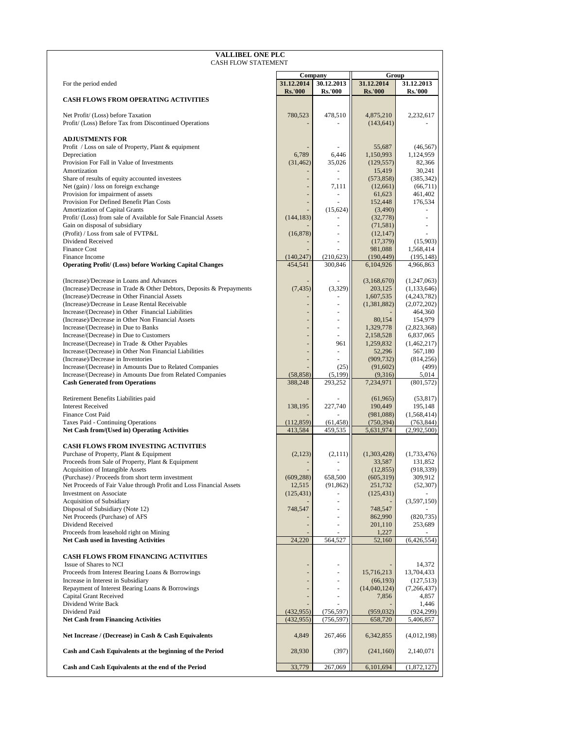**VALLIBEL ONE PLC**

CASH FLOW STATEMENT

| | Company | | Group | |
|---|---|---|---|---|
| For the period ended | 31.12.2014 | 30.12.2013 | 31.12.2014 | 31.12.2013 |
| | Rs.'000 | Rs.'000 | Rs.'000 | Rs.'000 |
| **CASH FLOWS FROM OPERATING ACTIVITIES** | | | | |
| Net Profit/ (Loss) before Taxation | 780,523 | 478,510 | 4,875,210 | 2,232,617 |
| Profit/ (Loss) Before Tax from Discontinued Operations | - | - | (143,641) | - |
| **ADJUSTMENTS FOR** | | | | |
| Profit / Loss on sale of Property, Plant & equipment | - | - | 55,687 | (46,567) |
| Depreciation | 6,789 | 6,446 | 1,150,993 | 1,124,959 |
| Provision For Fall in Value of Investments | (31,462) | 35,026 | (129,557) | 82,366 |
| Amortization | - | - | 15,419 | 30,241 |
| Share of results of equity accounted investees | - | - | (573,858) | (385,342) |
| Net (gain) / loss on foreign exchange | - | 7,111 | (12,661) | (66,711) |
| Provision for impairment of assets | - | - | 61,623 | 461,402 |
| Provision For Defined Benefit Plan Costs | - | - | 152,448 | 176,534 |
| Amortization of Capital Grants | - | (15,624) | (3,490) | - |
| Profit/ (Loss) from sale of Available for Sale Financial Assets | (144,183) | - | (32,778) | - |
| Gain on disposal of subsidiary | - | - | (71,581) | - |
| (Profit) / Loss from sale of FVTP&L | (16,878) | - | (12,147) | - |
| Dividend Received | - | - | (17,379) | (15,903) |
| Finance Cost | - | - | 981,088 | 1,568,414 |
| Finance Income | (140,247) | (210,623) | (190,449) | (195,148) |
| **Operating Profit/ (Loss) before Working Capital Changes** | 454,541 | 300,846 | 6,104,926 | 4,966,863 |
| (Increase)/Decrease in Loans and Advances | - | - | (3,168,670) | (1,247,063) |
| (Increase)/Decrease in Trade & Other Debtors, Deposits & Prepayments | (7,435) | (3,329) | 203,125 | (1,133,646) |
| (Increase)/Decrease in Other Financial Assets | - | - | 1,607,535 | (4,243,782) |
| (Increase)/Decrease in Lease Rental Receivable | - | - | (1,381,882) | (2,072,202) |
| Increase/(Decrease) in Other Financial Liabilities | - | - | - | 464,360 |
| (Increase)/Decrease in Other Non Financial Assets | - | - | 80,154 | 154,979 |
| Increase/(Decrease) in Due to Banks | - | - | 1,329,778 | (2,823,368) |
| Increase/(Decrease) in Due to Customers | - | - | 2,158,528 | 6,837,065 |
| Increase/(Decrease) in Trade & Other Payables | - | 961 | 1,259,832 | (1,462,217) |
| Increase/(Decrease) in Other Non Financial Liabilities | - | - | 52,296 | 567,180 |
| (Increase)/Decrease in Inventories | - | - | (909,732) | (814,256) |
| Increase/(Decrease) in Amounts Due to Related Companies | - | (25) | (91,602) | (499) |
| Increase/(Decrease) in Amounts Due from Related Companies | (58,858) | (5,199) | (9,316) | 5,014 |
| **Cash Generated from Operations** | 388,248 | 293,252 | 7,234,971 | (801,572) |
| Retirement Benefits Liabilities paid | - | - | (61,965) | (53,817) |
| Interest Received | 138,195 | 227,740 | 190,449 | 195,148 |
| Finance Cost Paid | - | - | (981,088) | (1,568,414) |
| Taxes Paid - Continuing Operations | (112,859) | (61,458) | (750,394) | (763,844) |
| **Net Cash from/(Used in) Operating Activities** | 413,584 | 459,535 | 5,631,974 | (2,992,500) |
| **CASH FLOWS FROM INVESTING ACTIVITIES** | | | | |
| Purchase of Property, Plant & Equipment | (2,123) | (2,111) | (1,303,428) | (1,733,476) |
| Proceeds from Sale of Property, Plant & Equipment | - | - | 33,587 | 131,852 |
| Acquisition of Intangible Assets | - | - | (12,855) | (918,339) |
| (Purchase) / Proceeds from short term investment | (609,288) | 658,500 | (605,319) | 309,912 |
| Net Proceeds of Fair Value through Profit and Loss Financial Assets | 12,515 | (91,862) | 251,732 | (52,307) |
| Investment on Associate | (125,431) | - | (125,431) | - |
| Acquisition of Subsidiary | - | - | - | (3,597,150) |
| Disposal of Subsidiary (Note 12) | 748,547 | - | 748,547 | - |
| Net Proceeds (Purchase) of AFS | - | - | 862,990 | (820,735) |
| Dividend Received | - | - | 201,110 | 253,689 |
| Proceeds from leasehold right on Mining | - | - | 1,227 | - |
| **Net Cash used in Investing Activities** | 24,220 | 564,527 | 52,160 | (6,426,554) |
| **CASH FLOWS FROM FINANCING ACTIVITIES** | | | | |
| Issue of Shares to NCI | - | - | - | 14,372 |
| Proceeds from Interest Bearing Loans & Borrowings | - | - | 15,716,213 | 13,704,433 |
| Increase in Interest in Subsidiary | - | - | (66,193) | (127,513) |
| Repayment of Interest Bearing Loans & Borrowings | - | - | (14,040,124) | (7,266,437) |
| Capital Grant Received | - | - | 7,856 | 4,857 |
| Dividend Write Back | - | - | - | 1,446 |
| Dividend Paid | (432,955) | (756,597) | (959,032) | (924,299) |
| **Net Cash from Financing Activities** | (432,955) | (756,597) | 658,720 | 5,406,857 |
| **Net Increase / (Decrease) in Cash & Cash Equivalents** | 4,849 | 267,466 | 6,342,855 | (4,012,198) |
| **Cash and Cash Equivalents at the beginning of the Period** | 28,930 | (397) | (241,160) | 2,140,071 |
| **Cash and Cash Equivalents at the end of the Period** | 33,779 | 267,069 | 6,101,694 | (1,872,127) |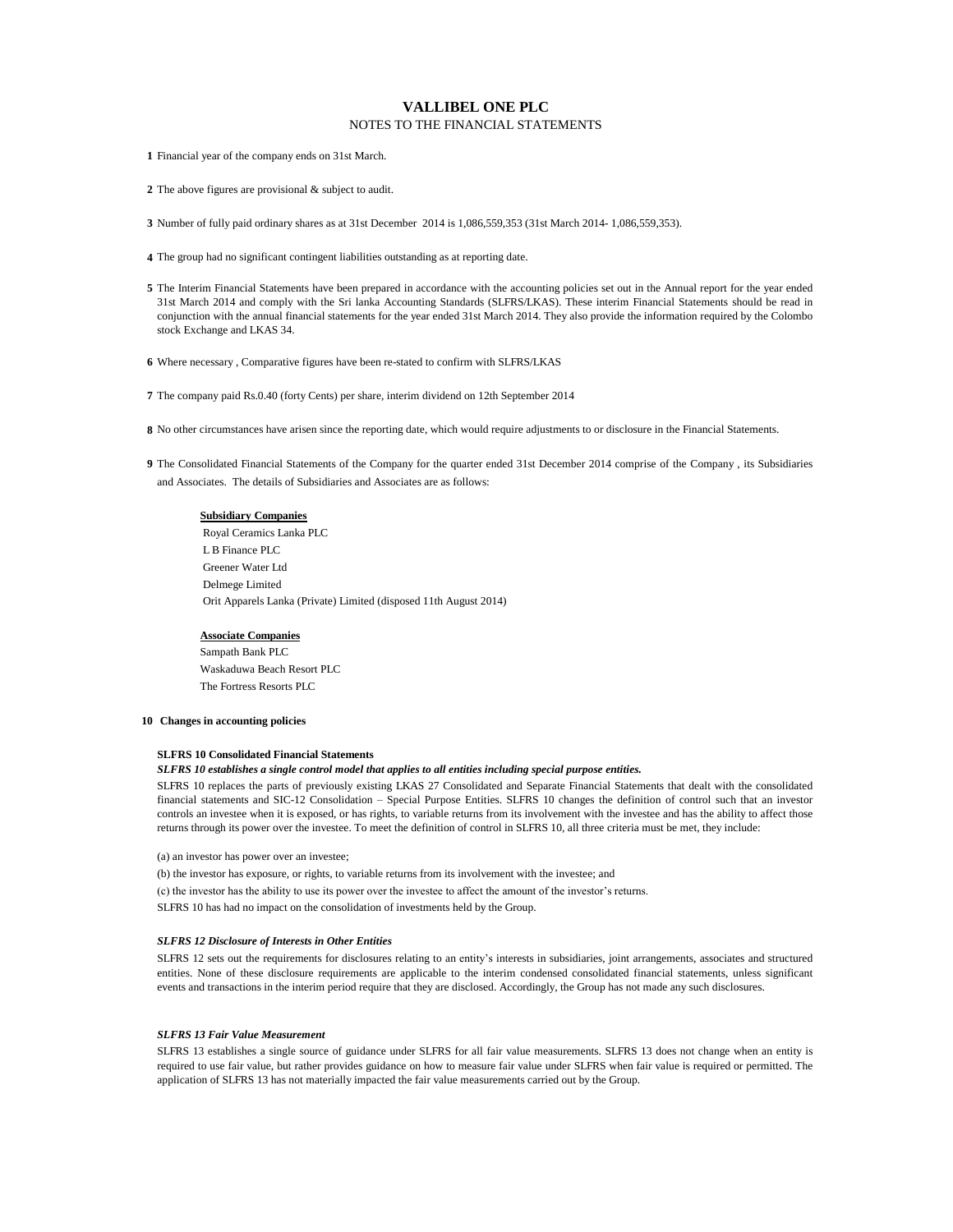# VALLIBEL ONE PLC

NOTES TO THE FINANCIAL STATEMENTS

**1** Financial year of the company ends on 31st March.

**2** The above figures are provisional & subject to audit.

**3** Number of fully paid ordinary shares as at 31st December 2014 is 1,086,559,353 (31st March 2014- 1,086,559,353).

**4** The group had no significant contingent liabilities outstanding as at reporting date.

**5** The Interim Financial Statements have been prepared in accordance with the accounting policies set out in the Annual report for the year ended 31st March 2014 and comply with the Sri lanka Accounting Standards (SLFRS/LKAS). These interim Financial Statements should be read in conjunction with the annual financial statements for the year ended 31st March 2014. They also provide the information required by the Colombo stock Exchange and LKAS 34.

**6** Where necessary , Comparative figures have been re-stated to confirm with SLFRS/LKAS

**7** The company paid Rs.0.40 (forty Cents) per share, interim dividend on 12th September 2014

**8** No other circumstances have arisen since the reporting date, which would require adjustments to or disclosure in the Financial Statements.

**9** The Consolidated Financial Statements of the Company for the quarter ended 31st December 2014 comprise of the Company , its Subsidiaries and Associates. The details of Subsidiaries and Associates are as follows:

**Subsidiary Companies**

Royal Ceramics Lanka PLC
L B Finance PLC
Greener Water Ltd
Delmege Limited
Orit Apparels Lanka (Private) Limited (disposed 11th August 2014)

**Associate Companies**

Sampath Bank PLC
Waskaduwa Beach Resort PLC
The Fortress Resorts PLC

**10 Changes in accounting policies**

**SLFRS 10 Consolidated Financial Statements**

***SLFRS 10 establishes a single control model that applies to all entities including special purpose entities.***

SLFRS 10 replaces the parts of previously existing LKAS 27 Consolidated and Separate Financial Statements that dealt with the consolidated financial statements and SIC-12 Consolidation – Special Purpose Entities. SLFRS 10 changes the definition of control such that an investor controls an investee when it is exposed, or has rights, to variable returns from its involvement with the investee and has the ability to affect those returns through its power over the investee. To meet the definition of control in SLFRS 10, all three criteria must be met, they include:

(a) an investor has power over an investee;

(b) the investor has exposure, or rights, to variable returns from its involvement with the investee; and

(c) the investor has the ability to use its power over the investee to affect the amount of the investor's returns.

SLFRS 10 has had no impact on the consolidation of investments held by the Group.

***SLFRS 12 Disclosure of Interests in Other Entities***

SLFRS 12 sets out the requirements for disclosures relating to an entity's interests in subsidiaries, joint arrangements, associates and structured entities. None of these disclosure requirements are applicable to the interim condensed consolidated financial statements, unless significant events and transactions in the interim period require that they are disclosed. Accordingly, the Group has not made any such disclosures.

***SLFRS 13 Fair Value Measurement***

SLFRS 13 establishes a single source of guidance under SLFRS for all fair value measurements. SLFRS 13 does not change when an entity is required to use fair value, but rather provides guidance on how to measure fair value under SLFRS when fair value is required or permitted. The application of SLFRS 13 has not materially impacted the fair value measurements carried out by the Group.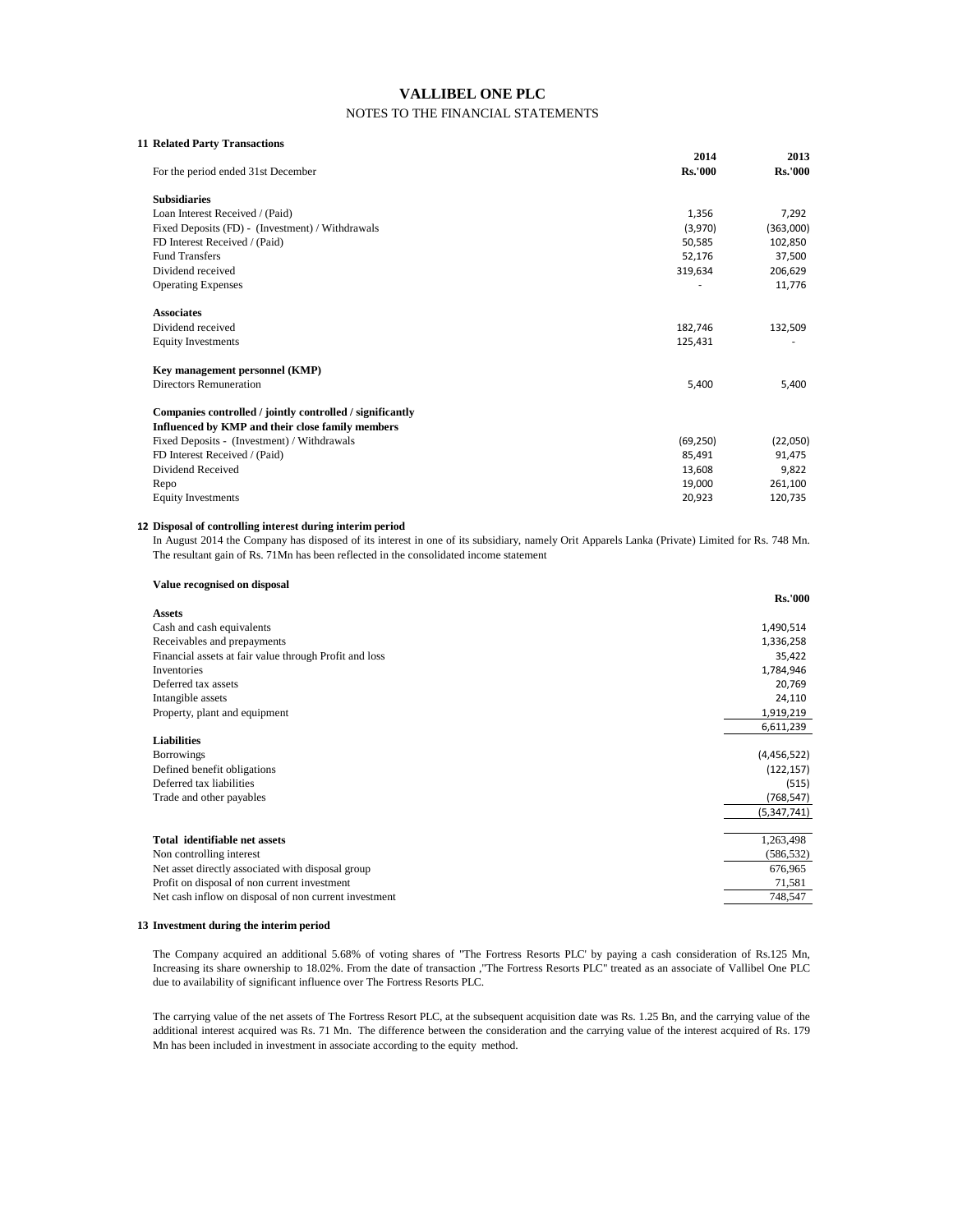# VALLIBEL ONE PLC

NOTES TO THE FINANCIAL STATEMENTS

**11 Related Party Transactions**

| For the period ended 31st December | 2014 Rs.'000 | 2013 Rs.'000 |
|---|---|---|
| **Subsidiaries** | | |
| Loan Interest Received / (Paid) | 1,356 | 7,292 |
| Fixed Deposits (FD) - (Investment) / Withdrawals | (3,970) | (363,000) |
| FD Interest Received / (Paid) | 50,585 | 102,850 |
| Fund Transfers | 52,176 | 37,500 |
| Dividend received | 319,634 | 206,629 |
| Operating Expenses | - | 11,776 |
| **Associates** | | |
| Dividend received | 182,746 | 132,509 |
| Equity Investments | 125,431 | - |
| **Key management personnel (KMP)** | | |
| Directors Remuneration | 5,400 | 5,400 |
| **Companies controlled / jointly controlled / significantly Influenced by KMP and their close family members** | | |
| Fixed Deposits - (Investment) / Withdrawals | (69,250) | (22,050) |
| FD Interest Received / (Paid) | 85,491 | 91,475 |
| Dividend Received | 13,608 | 9,822 |
| Repo | 19,000 | 261,100 |
| Equity Investments | 20,923 | 120,735 |

**12 Disposal of controlling interest during interim period**

In August 2014 the Company has disposed of its interest in one of its subsidiary, namely Orit Apparels Lanka (Private) Limited for Rs. 748 Mn. The resultant gain of Rs. 71Mn has been reflected in the consolidated income statement

**Value recognised on disposal**

| | Rs.'000 |
|---|---|
| **Assets** | |
| Cash and cash equivalents | 1,490,514 |
| Receivables and prepayments | 1,336,258 |
| Financial assets at fair value through Profit and loss | 35,422 |
| Inventories | 1,784,946 |
| Deferred tax assets | 20,769 |
| Intangible assets | 24,110 |
| Property, plant and equipment | 1,919,219 |
| | 6,611,239 |
| **Liabilities** | |
| Borrowings | (4,456,522) |
| Defined benefit obligations | (122,157) |
| Deferred tax liabilities | (515) |
| Trade and other payables | (768,547) |
| | (5,347,741) |
| **Total identifiable net assets** | 1,263,498 |
| Non controlling interest | (586,532) |
| Net asset directly associated with disposal group | 676,965 |
| Profit on disposal of non current investment | 71,581 |
| Net cash inflow on disposal of non current investment | 748,547 |

**13 Investment during the interim period**

The Company acquired an additional 5.68% of voting shares of "The Fortress Resorts PLC' by paying a cash consideration of Rs.125 Mn, Increasing its share ownership to 18.02%. From the date of transaction ,"The Fortress Resorts PLC" treated as an associate of Vallibel One PLC due to availability of significant influence over The Fortress Resorts PLC.

The carrying value of the net assets of The Fortress Resort PLC, at the subsequent acquisition date was Rs. 1.25 Bn, and the carrying value of the additional interest acquired was Rs. 71 Mn. The difference between the consideration and the carrying value of the interest acquired of Rs. 179 Mn has been included in investment in associate according to the equity method.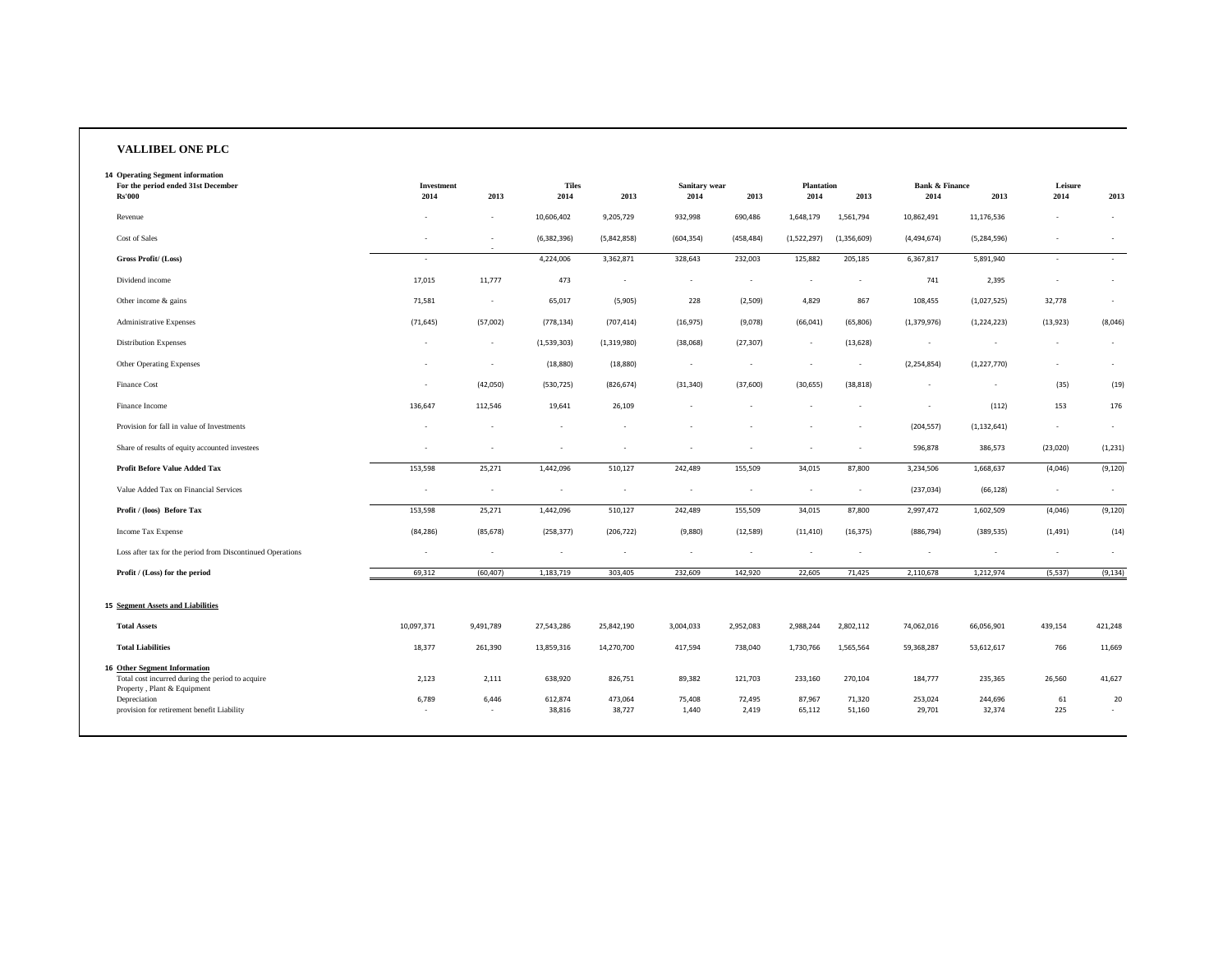**VALLIBEL ONE PLC**

**14 Operating Segment information**

| For the period ended 31st December | Investment | | Tiles | | Sanitary wear | | Plantation | | Bank & Finance | | Leisure | |
|---|---|---|---|---|---|---|---|---|---|---|---|---|
| **Rs'000** | **2014** | **2013** | **2014** | **2013** | **2014** | **2013** | **2014** | **2013** | **2014** | **2013** | **2014** | **2013** |
| Revenue | - | - | 10,606,402 | 9,205,729 | 932,998 | 690,486 | 1,648,179 | 1,561,794 | 10,862,491 | 11,176,536 | - | - |
| Cost of Sales | - | - | (6,382,396) | (5,842,858) | (604,354) | (458,484) | (1,522,297) | (1,356,609) | (4,494,674) | (5,284,596) | - | - |
| **Gross Profit/ (Loss)** | - | | 4,224,006 | 3,362,871 | 328,643 | 232,003 | 125,882 | 205,185 | 6,367,817 | 5,891,940 | - | - |
| Dividend income | 17,015 | 11,777 | 473 | - | - | - | - | - | 741 | 2,395 | - | - |
| Other income & gains | 71,581 | - | 65,017 | (5,905) | 228 | (2,509) | 4,829 | 867 | 108,455 | (1,027,525) | 32,778 | - |
| Administrative Expenses | (71,645) | (57,002) | (778,134) | (707,414) | (16,975) | (9,078) | (66,041) | (65,806) | (1,379,976) | (1,224,223) | (13,923) | (8,046) |
| Distribution Expenses | - | - | (1,539,303) | (1,319,980) | (38,068) | (27,307) | - | (13,628) | - | - | - | - |
| Other Operating Expenses | - | - | (18,880) | (18,880) | - | - | - | - | (2,254,854) | (1,227,770) | - | - |
| Finance Cost | - | (42,050) | (530,725) | (826,674) | (31,340) | (37,600) | (30,655) | (38,818) | - | - | (35) | (19) |
| Finance Income | 136,647 | 112,546 | 19,641 | 26,109 | - | - | - | - | - | (112) | 153 | 176 |
| Provision for fall in value of Investments | - | - | - | - | - | - | - | - | (204,557) | (1,132,641) | - | - |
| Share of results of equity accounted investees | - | - | - | - | - | - | - | - | 596,878 | 386,573 | (23,020) | (1,231) |
| **Profit Before Value Added Tax** | 153,598 | 25,271 | 1,442,096 | 510,127 | 242,489 | 155,509 | 34,015 | 87,800 | 3,234,506 | 1,668,637 | (4,046) | (9,120) |
| Value Added Tax on Financial Services | - | - | - | - | - | - | - | - | (237,034) | (66,128) | - | - |
| **Profit / (loos) Before Tax** | 153,598 | 25,271 | 1,442,096 | 510,127 | 242,489 | 155,509 | 34,015 | 87,800 | 2,997,472 | 1,602,509 | (4,046) | (9,120) |
| Income Tax Expense | (84,286) | (85,678) | (258,377) | (206,722) | (9,880) | (12,589) | (11,410) | (16,375) | (886,794) | (389,535) | (1,491) | (14) |
| Loss after tax for the period from Discontinued Operations | - | - | - | - | - | - | - | - | - | - | - | - |
| **Profit / (Loss) for the period** | 69,312 | (60,407) | 1,183,719 | 303,405 | 232,609 | 142,920 | 22,605 | 71,425 | 2,110,678 | 1,212,974 | (5,537) | (9,134) |

**15 Segment Assets and Liabilities**

| | Investment 2014 | Investment 2013 | Tiles 2014 | Tiles 2013 | Sanitary wear 2014 | Sanitary wear 2013 | Plantation 2014 | Plantation 2013 | Bank & Finance 2014 | Bank & Finance 2013 | Leisure 2014 | Leisure 2013 |
|---|---|---|---|---|---|---|---|---|---|---|---|---|
| **Total Assets** | 10,097,371 | 9,491,789 | 27,543,286 | 25,842,190 | 3,004,033 | 2,952,083 | 2,988,244 | 2,802,112 | 74,062,016 | 66,056,901 | 439,154 | 421,248 |
| **Total Liabilities** | 18,377 | 261,390 | 13,859,316 | 14,270,700 | 417,594 | 738,040 | 1,730,766 | 1,565,564 | 59,368,287 | 53,612,617 | 766 | 11,669 |

**16 Other Segment Information**

| | Investment 2014 | Investment 2013 | Tiles 2014 | Tiles 2013 | Sanitary wear 2014 | Sanitary wear 2013 | Plantation 2014 | Plantation 2013 | Bank & Finance 2014 | Bank & Finance 2013 | Leisure 2014 | Leisure 2013 |
|---|---|---|---|---|---|---|---|---|---|---|---|---|
| Total cost incurred during the period to acquire Property , Plant & Equipment | 2,123 | 2,111 | 638,920 | 826,751 | 89,382 | 121,703 | 233,160 | 270,104 | 184,777 | 235,365 | 26,560 | 41,627 |
| Depreciation | 6,789 | 6,446 | 612,874 | 473,064 | 75,408 | 72,495 | 87,967 | 71,320 | 253,024 | 244,696 | 61 | 20 |
| provision for retirement benefit Liability | - | - | 38,816 | 38,727 | 1,440 | 2,419 | 65,112 | 51,160 | 29,701 | 32,374 | 225 | - |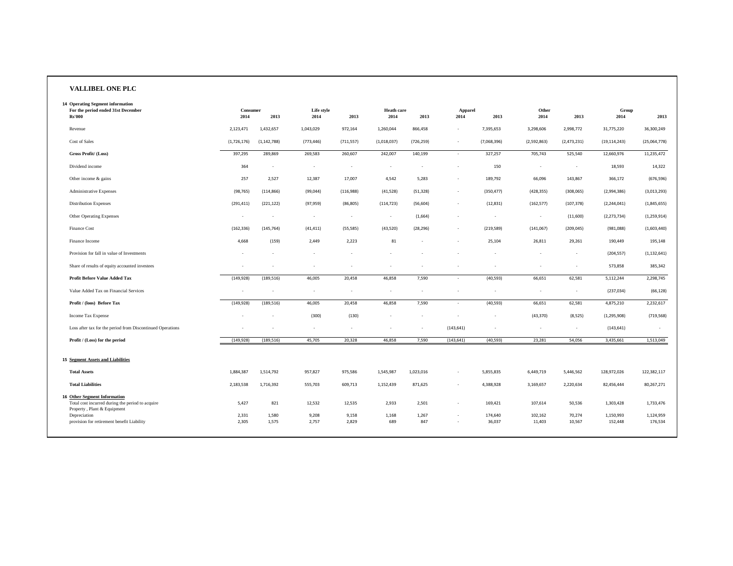# VALLIBEL ONE PLC

## 14 Operating Segment information

| For the period ended 31st December | Consumer | | Life style | | Heath care | | Apparel | | Other | | Group | |
|---|---|---|---|---|---|---|---|---|---|---|---|---|
| Rs'000 | 2014 | 2013 | 2014 | 2013 | 2014 | 2013 | 2014 | 2013 | 2014 | 2013 | 2014 | 2013 |
| Revenue | 2,123,471 | 1,432,657 | 1,043,029 | 972,164 | 1,260,044 | 866,458 | - | 7,395,653 | 3,298,606 | 2,998,772 | 31,775,220 | 36,300,249 |
| Cost of Sales | (1,726,176) | (1,142,788) | (773,446) | (711,557) | (1,018,037) | (726,259) | - | (7,068,396) | (2,592,863) | (2,473,231) | (19,114,243) | (25,064,778) |
| **Gross Profit/ (Loss)** | 397,295 | 289,869 | 269,583 | 260,607 | 242,007 | 140,199 | - | 327,257 | 705,743 | 525,540 | 12,660,976 | 11,235,472 |
| Dividend income | 364 | - | - | - | - | - | - | 150 | - | - | 18,593 | 14,322 |
| Other income & gains | 257 | 2,527 | 12,387 | 17,007 | 4,542 | 5,283 | - | 189,792 | 66,096 | 143,867 | 366,172 | (676,596) |
| Administrative Expenses | (98,765) | (114,866) | (99,044) | (116,988) | (41,528) | (51,328) | - | (350,477) | (428,355) | (308,065) | (2,994,386) | (3,013,293) |
| Distribution Expenses | (291,411) | (221,122) | (97,959) | (86,805) | (114,723) | (56,604) | - | (12,831) | (162,577) | (107,378) | (2,244,041) | (1,845,655) |
| Other Operating Expenses | - | - | - | - | - | (1,664) | - | - | - | (11,600) | (2,273,734) | (1,259,914) |
| Finance Cost | (162,336) | (145,764) | (41,411) | (55,585) | (43,520) | (28,296) | - | (219,589) | (141,067) | (209,045) | (981,088) | (1,603,440) |
| Finance Income | 4,668 | (159) | 2,449 | 2,223 | 81 | - | - | 25,104 | 26,811 | 29,261 | 190,449 | 195,148 |
| Provision for fall in value of Investments | - | - | - | - | - | - | - | - | - | - | (204,557) | (1,132,641) |
| Share of results of equity accounted investees | - | - | - | - | - | - | - | - | - | - | 573,858 | 385,342 |
| **Profit Before Value Added Tax** | (149,928) | (189,516) | 46,005 | 20,458 | 46,858 | 7,590 | - | (40,593) | 66,651 | 62,581 | 5,112,244 | 2,298,745 |
| Value Added Tax on Financial Services | - | - | - | - | - | - | - | - | - | - | (237,034) | (66,128) |
| **Profit / (loos) Before Tax** | (149,928) | (189,516) | 46,005 | 20,458 | 46,858 | 7,590 | - | (40,593) | 66,651 | 62,581 | 4,875,210 | 2,232,617 |
| Income Tax Expense | - | - | (300) | (130) | - | - | - | - | (43,370) | (8,525) | (1,295,908) | (719,568) |
| Loss after tax for the period from Discontinued Operations | - | - | - | - | - | - | (143,641) | - | - | - | (143,641) | - |
| **Profit / (Loss) for the period** | (149,928) | (189,516) | 45,705 | 20,328 | 46,858 | 7,590 | (143,641) | (40,593) | 23,281 | 54,056 | 3,435,661 | 1,513,049 |

## 15 Segment Assets and Liabilities

| | Consumer 2014 | Consumer 2013 | Life style 2014 | Life style 2013 | Heath care 2014 | Heath care 2013 | Apparel 2014 | Apparel 2013 | Other 2014 | Other 2013 | Group 2014 | Group 2013 |
|---|---|---|---|---|---|---|---|---|---|---|---|---|
| **Total Assets** | 1,884,387 | 1,514,792 | 957,827 | 975,586 | 1,545,987 | 1,023,016 | - | 5,855,835 | 6,449,719 | 5,446,562 | 128,972,026 | 122,382,117 |
| **Total Liabilities** | 2,183,538 | 1,716,392 | 555,703 | 609,713 | 1,152,439 | 871,625 | - | 4,388,928 | 3,169,657 | 2,220,634 | 82,456,444 | 80,267,271 |

## 16 Other Segment Information

| | Consumer 2014 | Consumer 2013 | Life style 2014 | Life style 2013 | Heath care 2014 | Heath care 2013 | Apparel 2014 | Apparel 2013 | Other 2014 | Other 2013 | Group 2014 | Group 2013 |
|---|---|---|---|---|---|---|---|---|---|---|---|---|
| Total cost incurred during the period to acquire Property , Plant & Equipment | 5,427 | 821 | 12,532 | 12,535 | 2,933 | 2,501 | - | 169,421 | 107,614 | 50,536 | 1,303,428 | 1,733,476 |
| Depreciation | 2,331 | 1,580 | 9,208 | 9,158 | 1,168 | 1,267 | - | 174,640 | 102,162 | 70,274 | 1,150,993 | 1,124,959 |
| provision for retirement benefit Liability | 2,305 | 1,575 | 2,757 | 2,829 | 689 | 847 | - | 36,037 | 11,403 | 10,567 | 152,448 | 176,534 |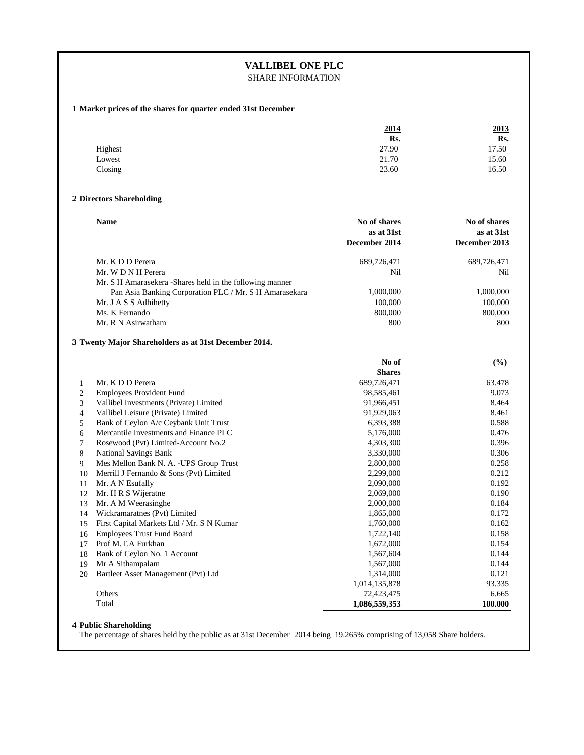# VALLIBEL ONE PLC

SHARE INFORMATION

## 1 Market prices of the shares for quarter ended 31st December

| | 2014 | 2013 |
|---|---|---|
| | Rs. | Rs. |
| Highest | 27.90 | 17.50 |
| Lowest | 21.70 | 15.60 |
| Closing | 23.60 | 16.50 |

## 2 Directors Shareholding

| Name | No of shares as at 31st December 2014 | No of shares as at 31st December 2013 |
|---|---|---|
| Mr. K D D Perera | 689,726,471 | 689,726,471 |
| Mr. W D N H Perera | Nil | Nil |
| Mr. S H Amarasekera -Shares held in the following manner | | |
| Pan Asia Banking Corporation PLC / Mr. S H Amarasekara | 1,000,000 | 1,000,000 |
| Mr. J A S S Adhihetty | 100,000 | 100,000 |
| Ms. K Fernando | 800,000 | 800,000 |
| Mr. R N Asirwatham | 800 | 800 |

## 3 Twenty Major Shareholders as at 31st December 2014.

| | | No of Shares | (%) |
|---|---|---|---|
| 1 | Mr. K D D Perera | 689,726,471 | 63.478 |
| 2 | Employees Provident Fund | 98,585,461 | 9.073 |
| 3 | Vallibel Investments (Private) Limited | 91,966,451 | 8.464 |
| 4 | Vallibel Leisure (Private) Limited | 91,929,063 | 8.461 |
| 5 | Bank of Ceylon A/c Ceybank Unit Trust | 6,393,388 | 0.588 |
| 6 | Mercantile Investments and Finance PLC | 5,176,000 | 0.476 |
| 7 | Rosewood (Pvt) Limited-Account No.2 | 4,303,300 | 0.396 |
| 8 | National Savings Bank | 3,330,000 | 0.306 |
| 9 | Mes Mellon Bank N. A. -UPS Group Trust | 2,800,000 | 0.258 |
| 10 | Merrill J Fernando & Sons (Pvt) Limited | 2,299,000 | 0.212 |
| 11 | Mr. A N Esufally | 2,090,000 | 0.192 |
| 12 | Mr. H R S Wijeratne | 2,069,000 | 0.190 |
| 13 | Mr. A M Weerasinghe | 2,000,000 | 0.184 |
| 14 | Wickramaratnes (Pvt) Limited | 1,865,000 | 0.172 |
| 15 | First Capital Markets Ltd / Mr. S N Kumar | 1,760,000 | 0.162 |
| 16 | Employees Trust Fund Board | 1,722,140 | 0.158 |
| 17 | Prof M.T.A Furkhan | 1,672,000 | 0.154 |
| 18 | Bank of Ceylon No. 1 Account | 1,567,604 | 0.144 |
| 19 | Mr A Sithampalam | 1,567,000 | 0.144 |
| 20 | Bartleet Asset Management (Pvt) Ltd | 1,314,000 | 0.121 |
| | | 1,014,135,878 | 93.335 |
| | Others | 72,423,475 | 6.665 |
| | Total | **1,086,559,353** | **100.000** |

## 4 Public Shareholding

The percentage of shares held by the public as at 31st December 2014 being 19.265% comprising of 13,058 Share holders.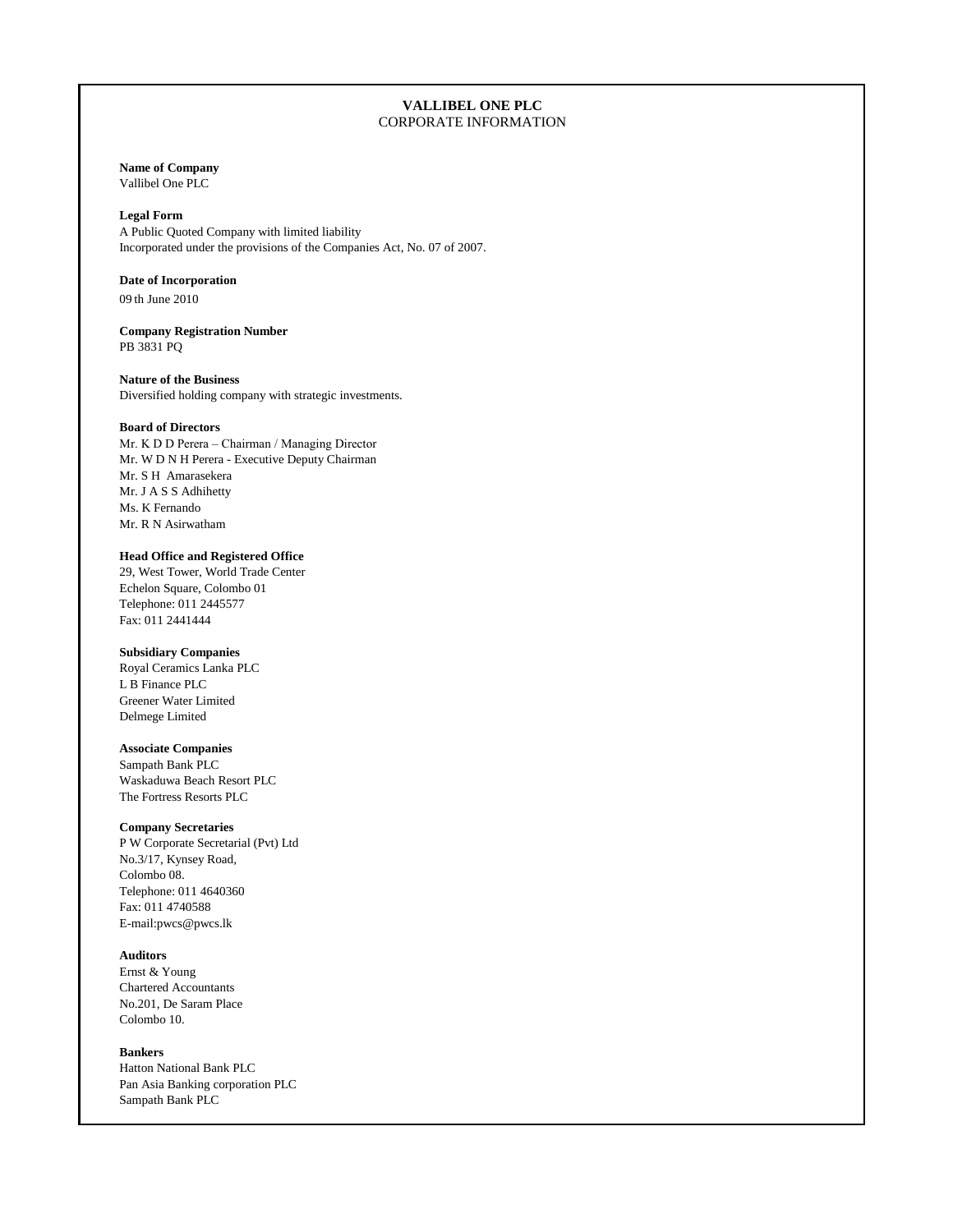# VALLIBEL ONE PLC

## CORPORATE INFORMATION

**Name of Company**
Vallibel One PLC

**Legal Form**
A Public Quoted Company with limited liability
Incorporated under the provisions of the Companies Act, No. 07 of 2007.

**Date of Incorporation**
09 th June 2010

**Company Registration Number**
PB 3831 PQ

**Nature of the Business**
Diversified holding company with strategic investments.

**Board of Directors**
Mr. K D D Perera – Chairman / Managing Director
Mr. W D N H Perera - Executive Deputy Chairman
Mr. S H Amarasekera
Mr. J A S S Adhihetty
Ms. K Fernando
Mr. R N Asirwatham

**Head Office and Registered Office**
29, West Tower, World Trade Center
Echelon Square, Colombo 01
Telephone: 011 2445577
Fax: 011 2441444

**Subsidiary Companies**
Royal Ceramics Lanka PLC
L B Finance PLC
Greener Water Limited
Delmege Limited

**Associate Companies**
Sampath Bank PLC
Waskaduwa Beach Resort PLC
The Fortress Resorts PLC

**Company Secretaries**
P W Corporate Secretarial (Pvt) Ltd
No.3/17, Kynsey Road,
Colombo 08.
Telephone: 011 4640360
Fax: 011 4740588
E-mail:pwcs@pwcs.lk

**Auditors**
Ernst & Young
Chartered Accountants
No.201, De Saram Place
Colombo 10.

**Bankers**
Hatton National Bank PLC
Pan Asia Banking corporation PLC
Sampath Bank PLC